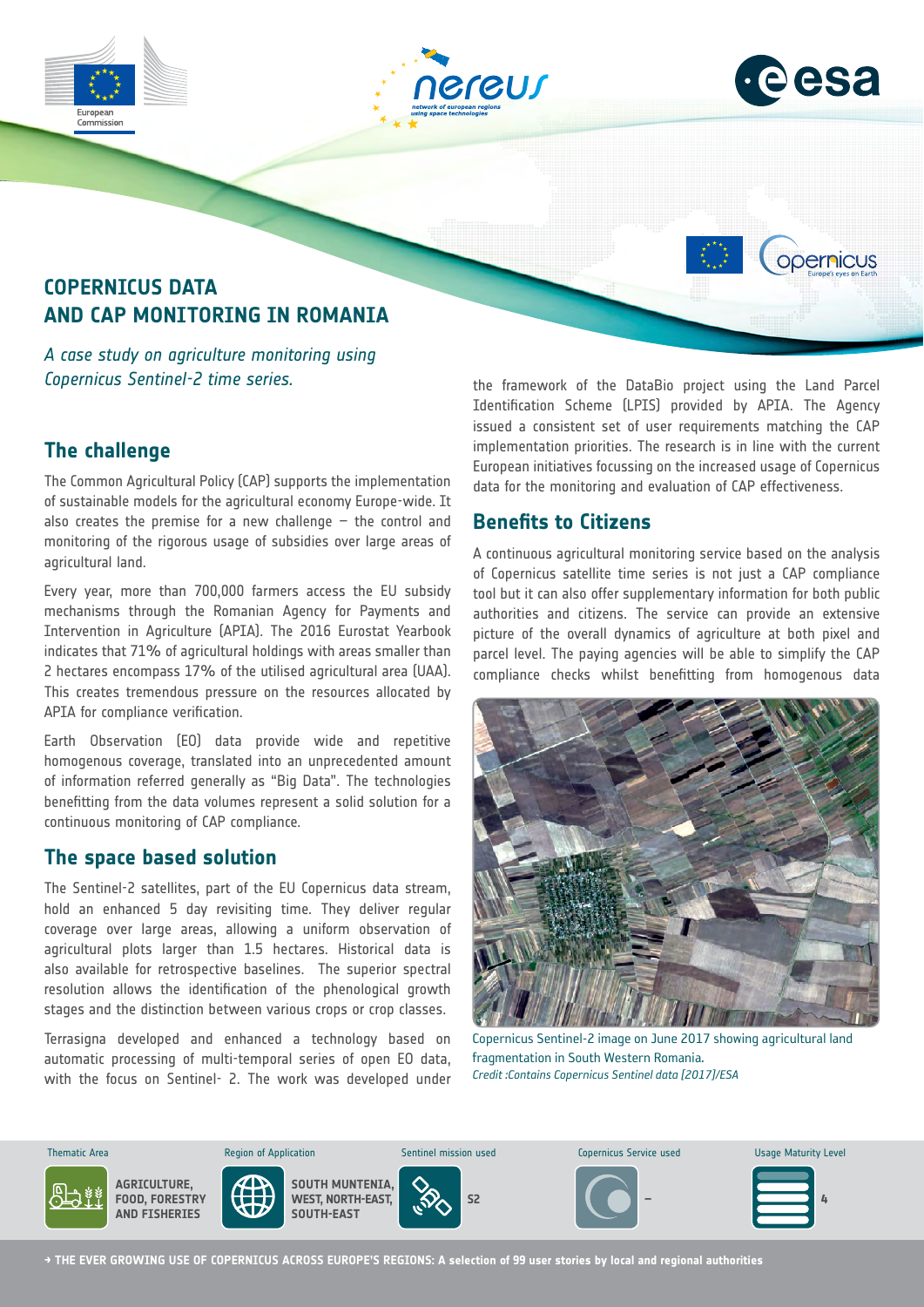# COPERNICUS DATA AND CAP MONITORING IN ROMANIA

*A case study on agriculture monitoring using Copernicus Sentinel-2 time series.*

## The challenge

The Common Agricultural Policy (CAP) supports the implementation of sustainable models for the agricultural economy Europe-wide. It also creates the premise for a new challenge – the control and monitoring of the rigorous usage of subsidies over large areas of agricultural land.

Every year, more than 700,000 farmers access the EU subsidy mechanisms through the Romanian Agency for Payments and Intervention in Agriculture (APIA). The 2016 Eurostat Yearbook indicates that 71% of agricultural holdings with areas smaller than 2 hectares encompass 17% of the utilised agricultural area (UAA). This creates tremendous pressure on the resources allocated by APIA for compliance verification.

Earth Observation (EO) data provide wide and repetitive homogenous coverage, translated into an unprecedented amount of information referred generally as "Big Data". The technologies benefitting from the data volumes represent a solid solution for a continuous monitoring of CAP compliance.

## The space based solution

The Sentinel-2 satellites, part of the EU Copernicus data stream, hold an enhanced 5 day revisiting time. They deliver regular coverage over large areas, allowing a uniform observation of agricultural plots larger than 1.5 hectares. Historical data is also available for retrospective baselines. The superior spectral resolution allows the identification of the phenological growth stages and the distinction between various crops or crop classes.

Terrasigna developed and enhanced a technology based on automatic processing of multi-temporal series of open EO data, with the focus on Sentinel- 2. The work was developed under the framework of the DataBio project using the Land Parcel Identification Scheme (LPIS) provided by APIA. The Agency issued a consistent set of user requirements matching the CAP implementation priorities. The research is in line with the current European initiatives focussing on the increased usage of Copernicus data for the monitoring and evaluation of CAP effectiveness.

## Benefits to Citizens

A continuous agricultural monitoring service based on the analysis of Copernicus satellite time series is not just a CAP compliance tool but it can also offer supplementary information for both public authorities and citizens. The service can provide an extensive picture of the overall dynamics of agriculture at both pixel and parcel level. The paying agencies will be able to simplify the CAP compliance checks whilst benefitting from homogenous data

Copernicus Sentinel-2 image on June 2017 showing agricultural land fragmentation in South Western Romania.
*Credit :Contains Copernicus Sentinel data [2017]/ESA*

| Thematic Area | Region of Application | Sentinel mission used | Copernicus Service used | Usage Maturity Level |
|---|---|---|---|---|
| AGRICULTURE, FOOD, FORESTRY AND FISHERIES | SOUTH MUNTENIA, WEST, NORTH-EAST, SOUTH-EAST | S2 | – | 4 |

→ THE EVER GROWING USE OF COPERNICUS ACROSS EUROPE'S REGIONS: A selection of 99 user stories by local and regional authorities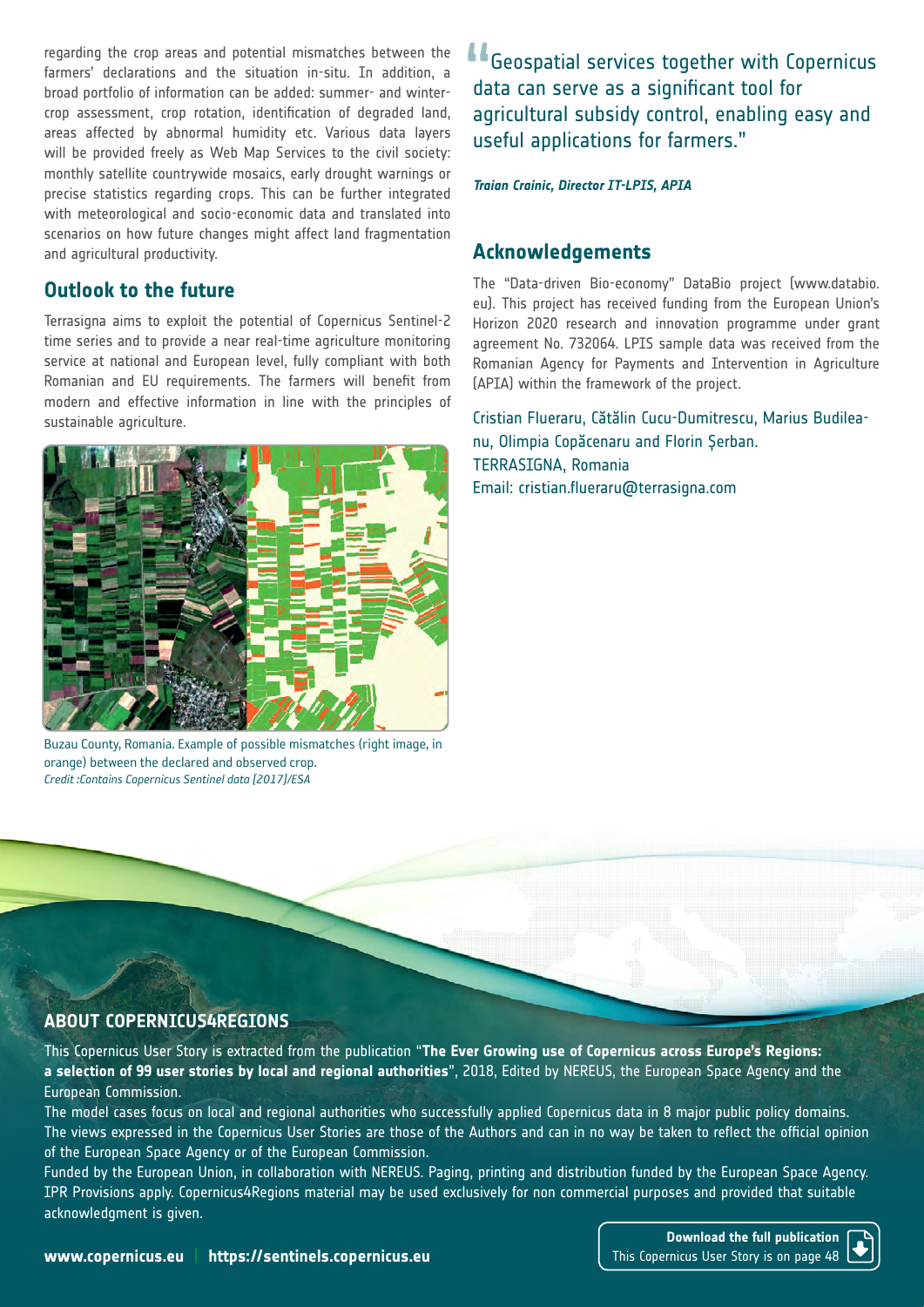regarding the crop areas and potential mismatches between the farmers' declarations and the situation in-situ. In addition, a broad portfolio of information can be added: summer- and winter-crop assessment, crop rotation, identification of degraded land, areas affected by abnormal humidity etc. Various data layers will be provided freely as Web Map Services to the civil society: monthly satellite countrywide mosaics, early drought warnings or precise statistics regarding crops. This can be further integrated with meteorological and socio-economic data and translated into scenarios on how future changes might affect land fragmentation and agricultural productivity.

## Outlook to the future

Terrasigna aims to exploit the potential of Copernicus Sentinel-2 time series and to provide a near real-time agriculture monitoring service at national and European level, fully compliant with both Romanian and EU requirements. The farmers will benefit from modern and effective information in line with the principles of sustainable agriculture.

Buzau County, Romania. Example of possible mismatches (right image, in orange) between the declared and observed crop.
*Credit :Contains Copernicus Sentinel data [2017]/ESA*

"Geospatial services together with Copernicus data can serve as a significant tool for agricultural subsidy control, enabling easy and useful applications for farmers."

***Traian Crainic, Director IT-LPIS, APIA***

## Acknowledgements

The "Data-driven Bio-economy" DataBio project (www.databio.eu). This project has received funding from the European Union's Horizon 2020 research and innovation programme under grant agreement No. 732064. LPIS sample data was received from the Romanian Agency for Payments and Intervention in Agriculture (APIA) within the framework of the project.

Cristian Flueraru, Cătălin Cucu-Dumitrescu, Marius Budileanu, Olimpia Copăcenaru and Florin Șerban.
TERRASIGNA, Romania
Email: cristian.flueraru@terrasigna.com

### ABOUT COPERNICUS4REGIONS

This Copernicus User Story is extracted from the publication "**The Ever Growing use of Copernicus across Europe's Regions: a selection of 99 user stories by local and regional authorities**", 2018, Edited by NEREUS, the European Space Agency and the European Commission.
The model cases focus on local and regional authorities who successfully applied Copernicus data in 8 major public policy domains. The views expressed in the Copernicus User Stories are those of the Authors and can in no way be taken to reflect the official opinion of the European Space Agency or of the European Commission.
Funded by the European Union, in collaboration with NEREUS. Paging, printing and distribution funded by the European Space Agency. IPR Provisions apply. Copernicus4Regions material may be used exclusively for non commercial purposes and provided that suitable acknowledgment is given.

**www.copernicus.eu** | **https://sentinels.copernicus.eu**

**Download the full publication**
This Copernicus User Story is on page 48